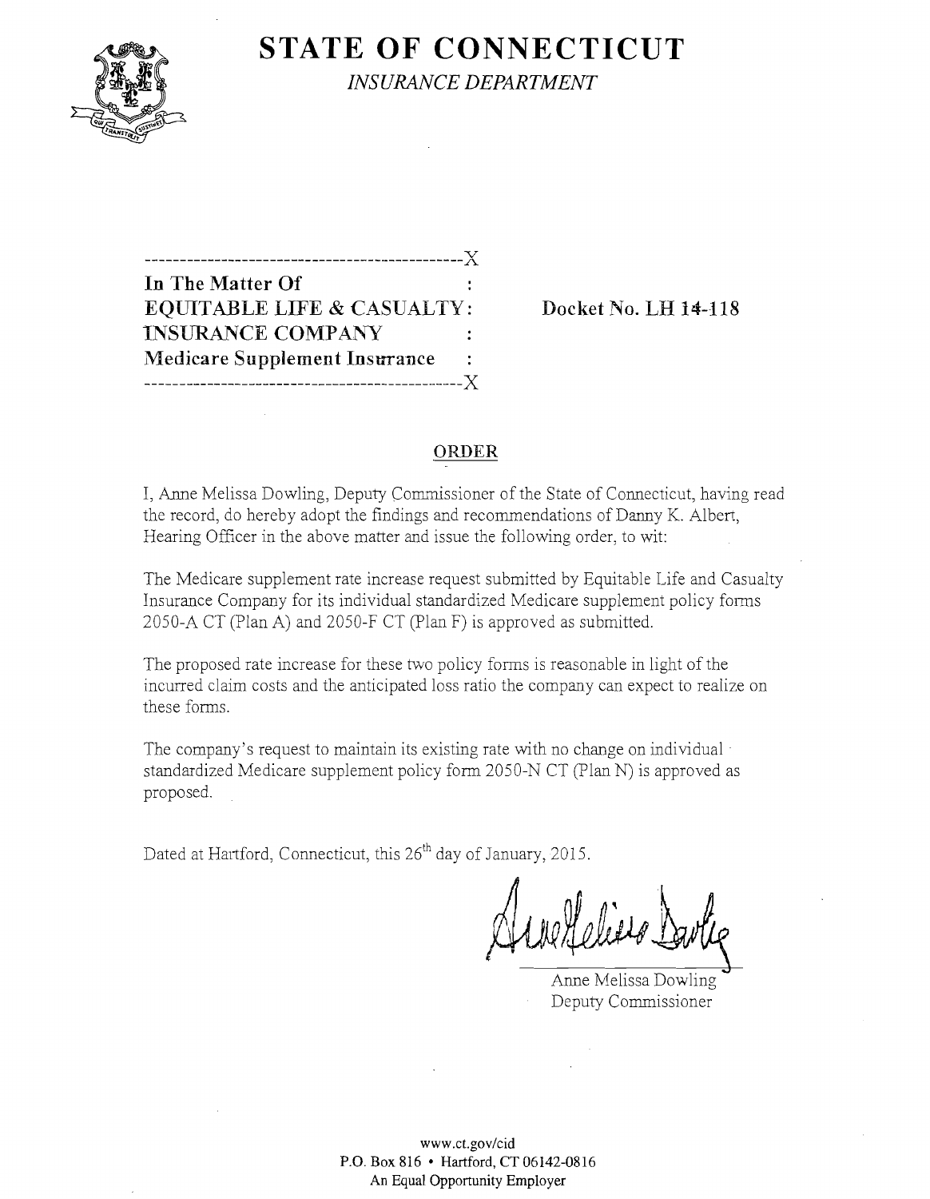# STATE OF CONNECTICUT

*INSURANCE DEPARTMENT*

```
----------------------------------------------X
In The Matter Of                              :
EQUITABLE LIFE & CASUALTY:                          Docket No. LH 14-118
INSURANCE COMPANY                             :
Medicare Supplement Insurance                 :
----------------------------------------------X
```

## ORDER

I, Anne Melissa Dowling, Deputy Commissioner of the State of Connecticut, having read the record, do hereby adopt the findings and recommendations of Danny K. Albert, Hearing Officer in the above matter and issue the following order, to wit:

The Medicare supplement rate increase request submitted by Equitable Life and Casualty Insurance Company for its individual standardized Medicare supplement policy forms 2050-A CT (Plan A) and 2050-F CT (Plan F) is approved as submitted.

The proposed rate increase for these two policy forms is reasonable in light of the incurred claim costs and the anticipated loss ratio the company can expect to realize on these forms.

The company's request to maintain its existing rate with no change on individual standardized Medicare supplement policy form 2050-N CT (Plan N) is approved as proposed.

Dated at Hartford, Connecticut, this 26th day of January, 2015.

Anne Melissa Dowling
Deputy Commissioner

www.ct.gov/cid
P.O. Box 816 • Hartford, CT 06142-0816
An Equal Opportunity Employer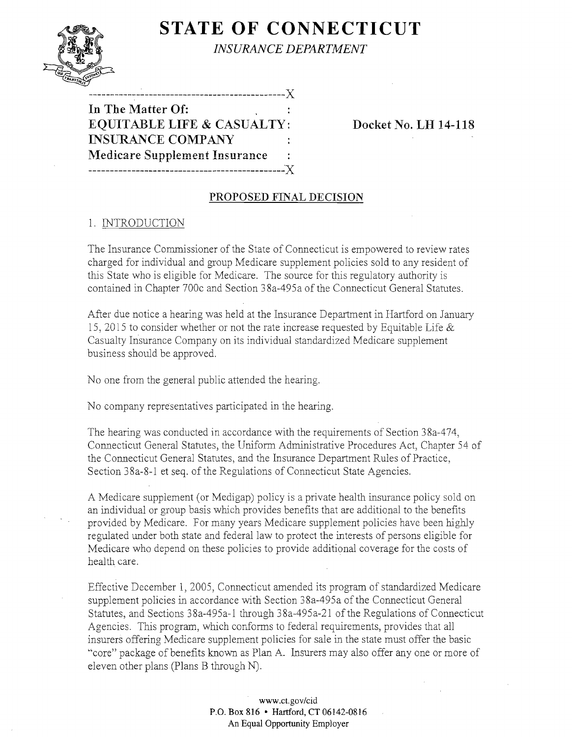# STATE OF CONNECTICUT

*INSURANCE DEPARTMENT*

```
----------------------------------------------X
In The Matter Of:                             :
EQUITABLE LIFE & CASUALTY:                    :     Docket No. LH 14-118
INSURANCE COMPANY                             :
Medicare Supplement Insurance                 :
----------------------------------------------X
```

## PROPOSED FINAL DECISION

### 1. INTRODUCTION

The Insurance Commissioner of the State of Connecticut is empowered to review rates charged for individual and group Medicare supplement policies sold to any resident of this State who is eligible for Medicare. The source for this regulatory authority is contained in Chapter 700c and Section 38a-495a of the Connecticut General Statutes.

After due notice a hearing was held at the Insurance Department in Hartford on January 15, 2015 to consider whether or not the rate increase requested by Equitable Life & Casualty Insurance Company on its individual standardized Medicare supplement business should be approved.

No one from the general public attended the hearing.

No company representatives participated in the hearing.

The hearing was conducted in accordance with the requirements of Section 38a-474, Connecticut General Statutes, the Uniform Administrative Procedures Act, Chapter 54 of the Connecticut General Statutes, and the Insurance Department Rules of Practice, Section 38a-8-1 et seq. of the Regulations of Connecticut State Agencies.

A Medicare supplement (or Medigap) policy is a private health insurance policy sold on an individual or group basis which provides benefits that are additional to the benefits provided by Medicare. For many years Medicare supplement policies have been highly regulated under both state and federal law to protect the interests of persons eligible for Medicare who depend on these policies to provide additional coverage for the costs of health care.

Effective December 1, 2005, Connecticut amended its program of standardized Medicare supplement policies in accordance with Section 38a-495a of the Connecticut General Statutes, and Sections 38a-495a-1 through 38a-495a-21 of the Regulations of Connecticut Agencies. This program, which conforms to federal requirements, provides that all insurers offering Medicare supplement policies for sale in the state must offer the basic "core" package of benefits known as Plan A. Insurers may also offer any one or more of eleven other plans (Plans B through N).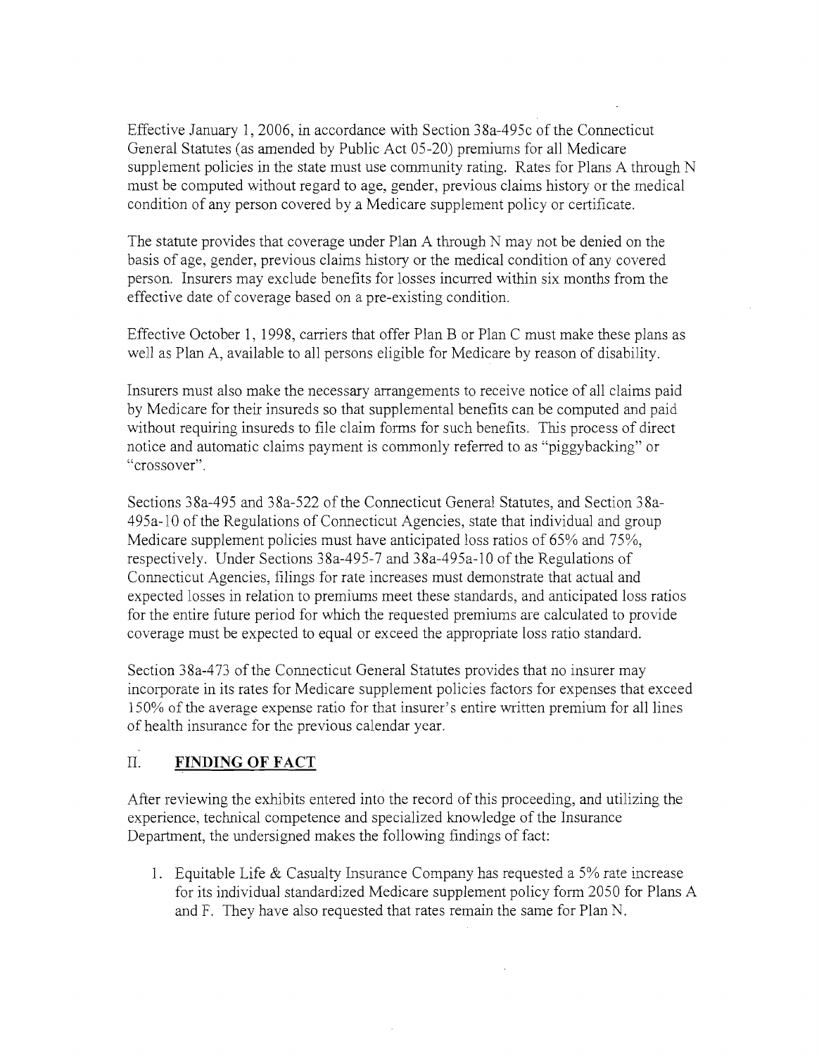Effective January 1, 2006, in accordance with Section 38a-495c of the Connecticut General Statutes (as amended by Public Act 05-20) premiums for all Medicare supplement policies in the state must use community rating. Rates for Plans A through N must be computed without regard to age, gender, previous claims history or the medical condition of any person covered by a Medicare supplement policy or certificate.

The statute provides that coverage under Plan A through N may not be denied on the basis of age, gender, previous claims history or the medical condition of any covered person. Insurers may exclude benefits for losses incurred within six months from the effective date of coverage based on a pre-existing condition.

Effective October 1, 1998, carriers that offer Plan B or Plan C must make these plans as well as Plan A, available to all persons eligible for Medicare by reason of disability.

Insurers must also make the necessary arrangements to receive notice of all claims paid by Medicare for their insureds so that supplemental benefits can be computed and paid without requiring insureds to file claim forms for such benefits. This process of direct notice and automatic claims payment is commonly referred to as "piggybacking" or "crossover".

Sections 38a-495 and 38a-522 of the Connecticut General Statutes, and Section 38a-495a-10 of the Regulations of Connecticut Agencies, state that individual and group Medicare supplement policies must have anticipated loss ratios of 65% and 75%, respectively. Under Sections 38a-495-7 and 38a-495a-10 of the Regulations of Connecticut Agencies, filings for rate increases must demonstrate that actual and expected losses in relation to premiums meet these standards, and anticipated loss ratios for the entire future period for which the requested premiums are calculated to provide coverage must be expected to equal or exceed the appropriate loss ratio standard.

Section 38a-473 of the Connecticut General Statutes provides that no insurer may incorporate in its rates for Medicare supplement policies factors for expenses that exceed 150% of the average expense ratio for that insurer's entire written premium for all lines of health insurance for the previous calendar year.

## II. **FINDING OF FACT**

After reviewing the exhibits entered into the record of this proceeding, and utilizing the experience, technical competence and specialized knowledge of the Insurance Department, the undersigned makes the following findings of fact:

1. Equitable Life & Casualty Insurance Company has requested a 5% rate increase for its individual standardized Medicare supplement policy form 2050 for Plans A and F. They have also requested that rates remain the same for Plan N.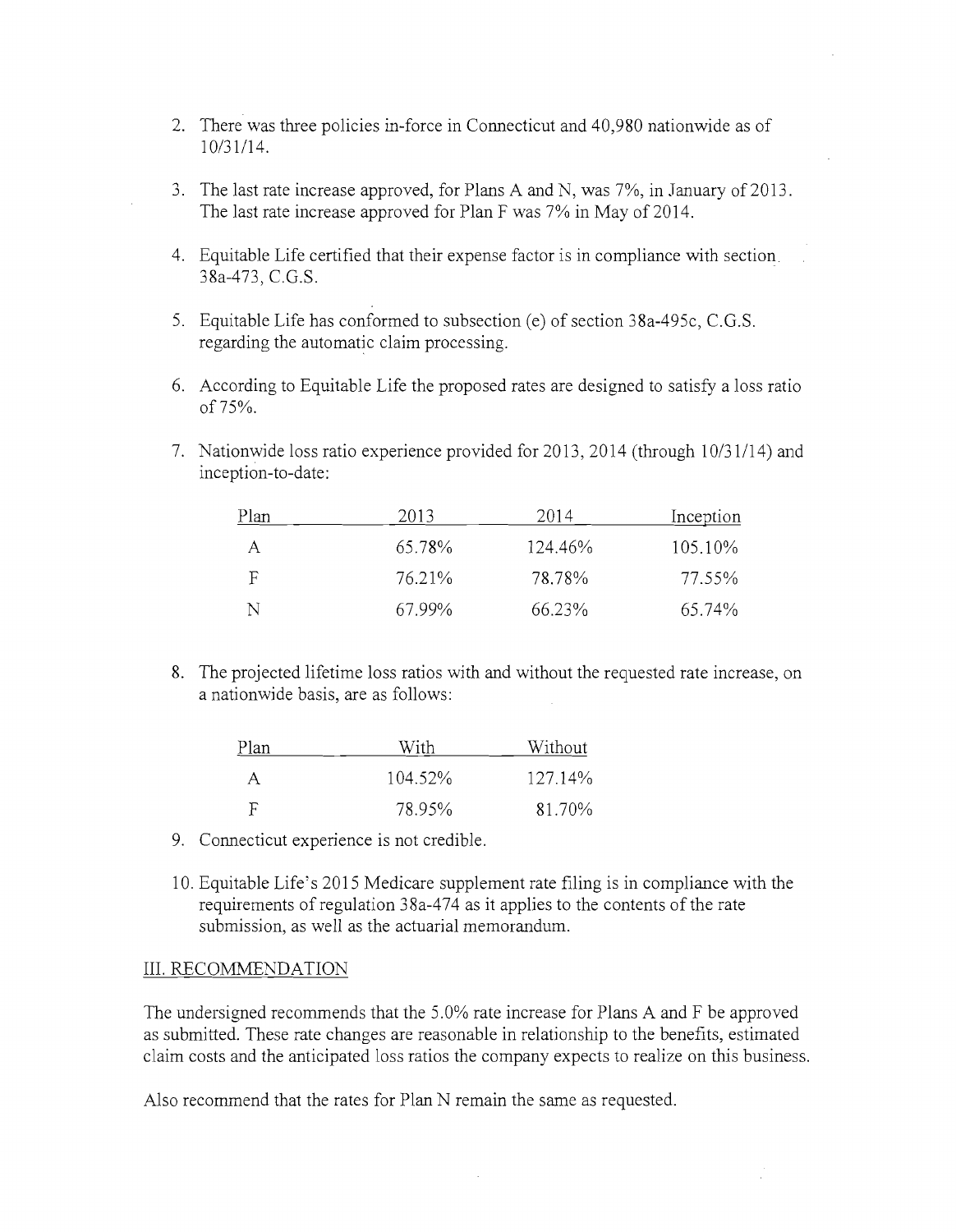2. There was three policies in-force in Connecticut and 40,980 nationwide as of 10/31/14.

3. The last rate increase approved, for Plans A and N, was 7%, in January of 2013. The last rate increase approved for Plan F was 7% in May of 2014.

4. Equitable Life certified that their expense factor is in compliance with section 38a-473, C.G.S.

5. Equitable Life has conformed to subsection (e) of section 38a-495c, C.G.S. regarding the automatic claim processing.

6. According to Equitable Life the proposed rates are designed to satisfy a loss ratio of 75%.

7. Nationwide loss ratio experience provided for 2013, 2014 (through 10/31/14) and inception-to-date:

| Plan | 2013 | 2014 | Inception |
|---|---|---|---|
| A | 65.78% | 124.46% | 105.10% |
| F | 76.21% | 78.78% | 77.55% |
| N | 67.99% | 66.23% | 65.74% |

8. The projected lifetime loss ratios with and without the requested rate increase, on a nationwide basis, are as follows:

| Plan | With | Without |
|---|---|---|
| A | 104.52% | 127.14% |
| F | 78.95% | 81.70% |

9. Connecticut experience is not credible.

10. Equitable Life's 2015 Medicare supplement rate filing is in compliance with the requirements of regulation 38a-474 as it applies to the contents of the rate submission, as well as the actuarial memorandum.

## III. RECOMMENDATION

The undersigned recommends that the 5.0% rate increase for Plans A and F be approved as submitted. These rate changes are reasonable in relationship to the benefits, estimated claim costs and the anticipated loss ratios the company expects to realize on this business.

Also recommend that the rates for Plan N remain the same as requested.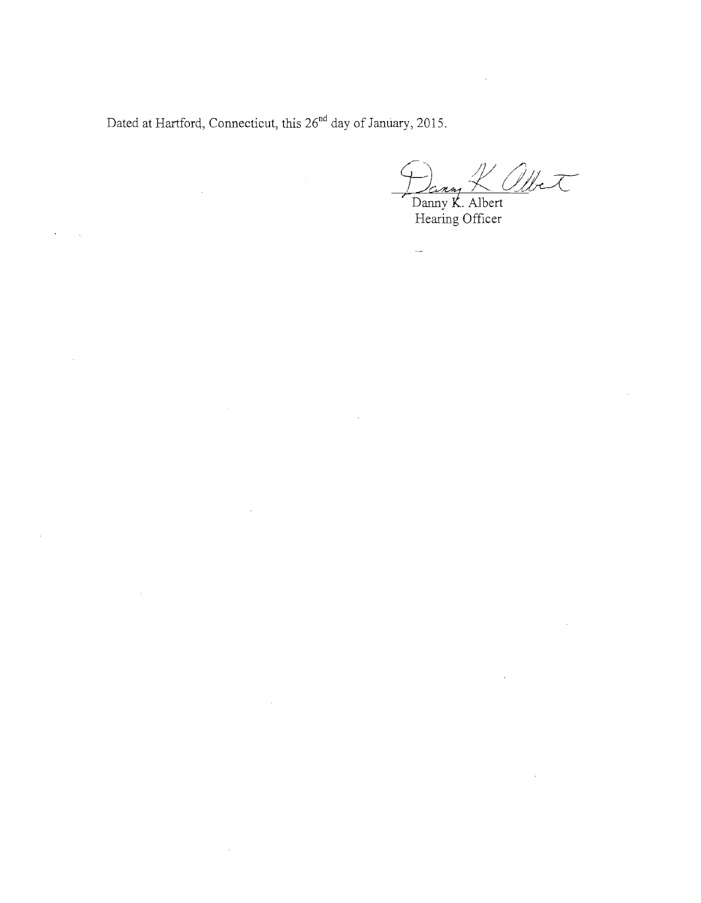Dated at Hartford, Connecticut, this 26nd day of January, 2015.

Danny K. Albert
Hearing Officer